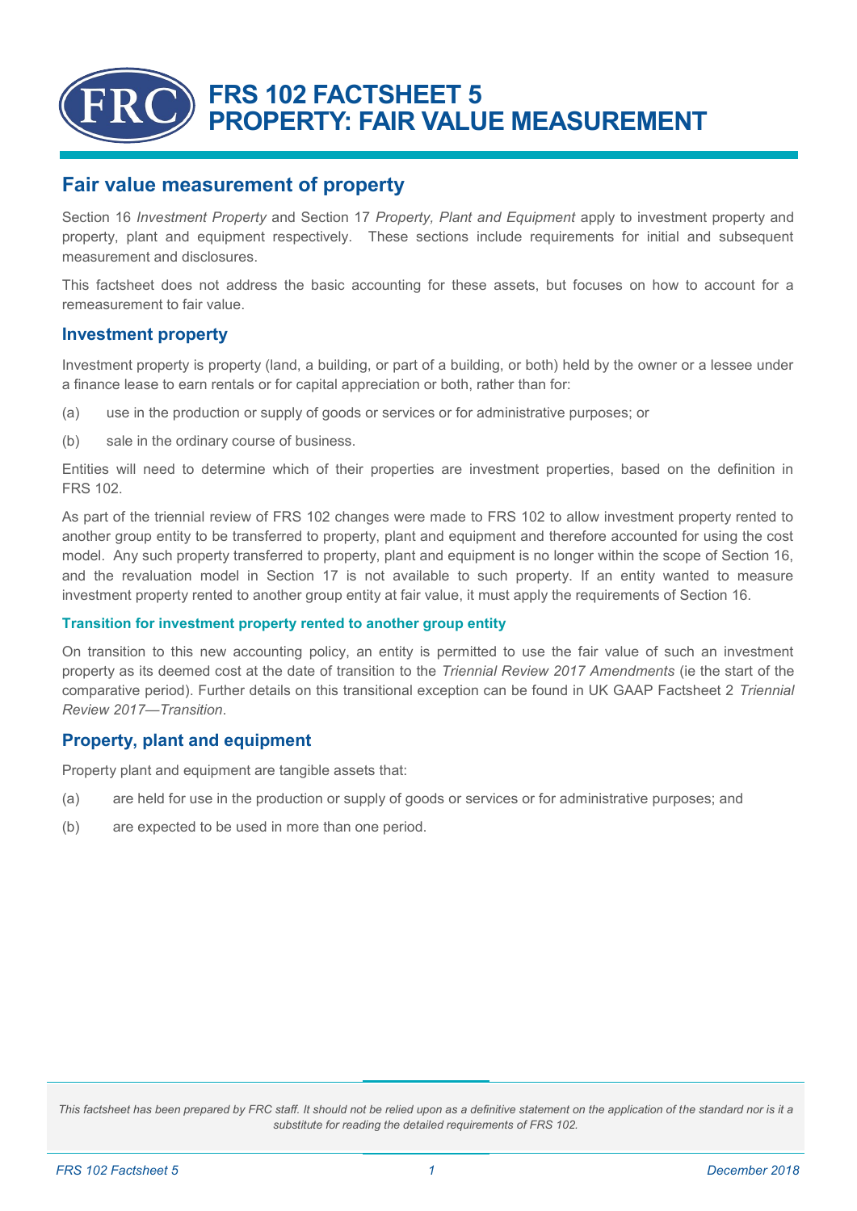# FRS 102 FACTSHEET 5
# PROPERTY: FAIR VALUE MEASUREMENT

## Fair value measurement of property

Section 16 *Investment Property* and Section 17 *Property, Plant and Equipment* apply to investment property and property, plant and equipment respectively. These sections include requirements for initial and subsequent measurement and disclosures.

This factsheet does not address the basic accounting for these assets, but focuses on how to account for a remeasurement to fair value.

### Investment property

Investment property is property (land, a building, or part of a building, or both) held by the owner or a lessee under a finance lease to earn rentals or for capital appreciation or both, rather than for:

(a) use in the production or supply of goods or services or for administrative purposes; or

(b) sale in the ordinary course of business.

Entities will need to determine which of their properties are investment properties, based on the definition in FRS 102.

As part of the triennial review of FRS 102 changes were made to FRS 102 to allow investment property rented to another group entity to be transferred to property, plant and equipment and therefore accounted for using the cost model. Any such property transferred to property, plant and equipment is no longer within the scope of Section 16, and the revaluation model in Section 17 is not available to such property. If an entity wanted to measure investment property rented to another group entity at fair value, it must apply the requirements of Section 16.

#### Transition for investment property rented to another group entity

On transition to this new accounting policy, an entity is permitted to use the fair value of such an investment property as its deemed cost at the date of transition to the *Triennial Review 2017 Amendments* (ie the start of the comparative period). Further details on this transitional exception can be found in UK GAAP Factsheet 2 *Triennial Review 2017—Transition*.

### Property, plant and equipment

Property plant and equipment are tangible assets that:

(a) are held for use in the production or supply of goods or services or for administrative purposes; and

(b) are expected to be used in more than one period.

*This factsheet has been prepared by FRC staff. It should not be relied upon as a definitive statement on the application of the standard nor is it a substitute for reading the detailed requirements of FRS 102.*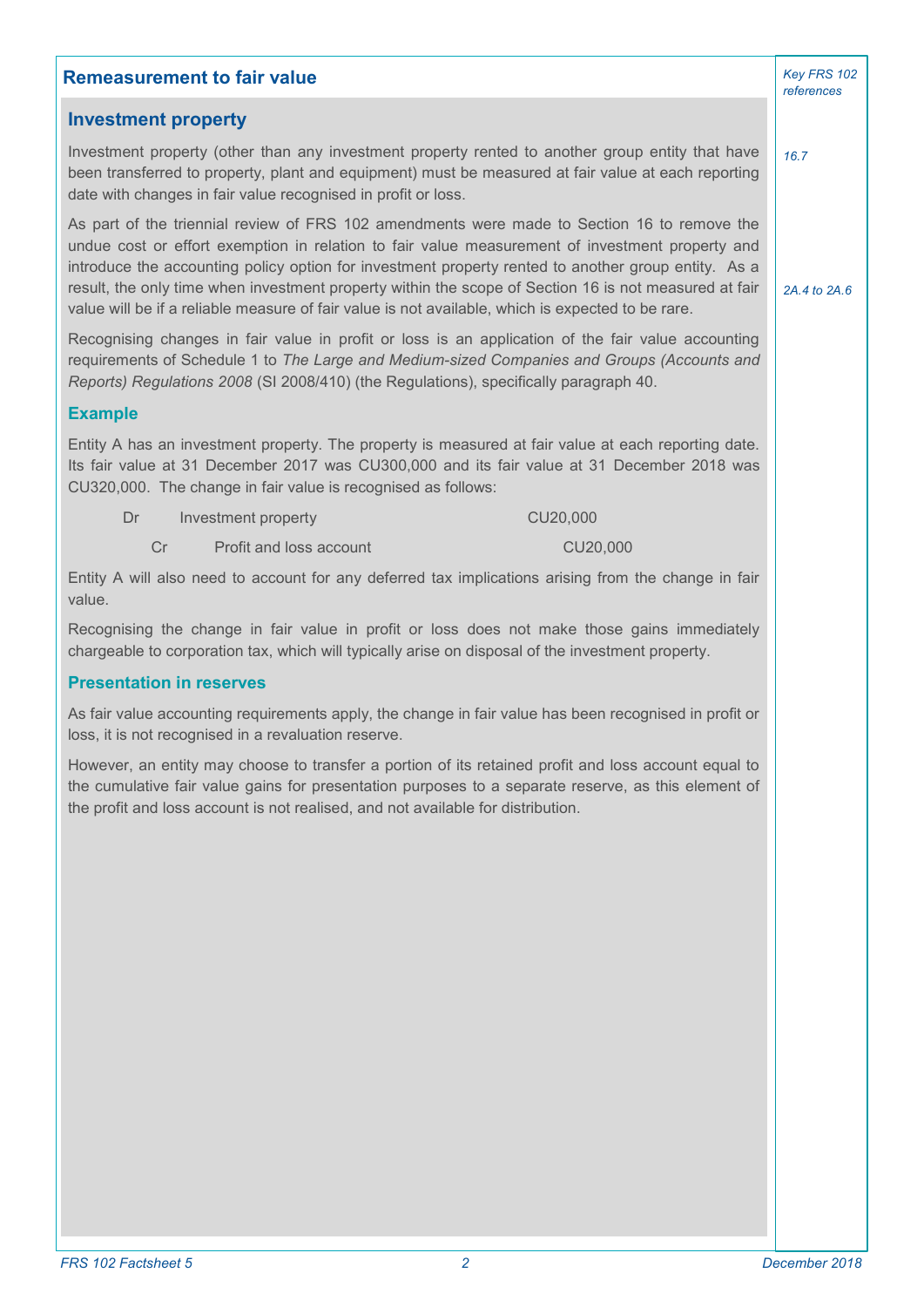## Remeasurement to fair value

*Key FRS 102 references*

### Investment property

Investment property (other than any investment property rented to another group entity that have been transferred to property, plant and equipment) must be measured at fair value at each reporting date with changes in fair value recognised in profit or loss. *16.7*

As part of the triennial review of FRS 102 amendments were made to Section 16 to remove the undue cost or effort exemption in relation to fair value measurement of investment property and introduce the accounting policy option for investment property rented to another group entity. As a result, the only time when investment property within the scope of Section 16 is not measured at fair value will be if a reliable measure of fair value is not available, which is expected to be rare. *2A.4 to 2A.6*

Recognising changes in fair value in profit or loss is an application of the fair value accounting requirements of Schedule 1 to *The Large and Medium-sized Companies and Groups (Accounts and Reports) Regulations 2008* (SI 2008/410) (the Regulations), specifically paragraph 40.

#### Example

Entity A has an investment property. The property is measured at fair value at each reporting date. Its fair value at 31 December 2017 was CU300,000 and its fair value at 31 December 2018 was CU320,000. The change in fair value is recognised as follows:

| | | Dr | Cr |
|---|---|---|---|
| Dr | Investment property | CU20,000 | |
| Cr | Profit and loss account | | CU20,000 |

Entity A will also need to account for any deferred tax implications arising from the change in fair value.

Recognising the change in fair value in profit or loss does not make those gains immediately chargeable to corporation tax, which will typically arise on disposal of the investment property.

#### Presentation in reserves

As fair value accounting requirements apply, the change in fair value has been recognised in profit or loss, it is not recognised in a revaluation reserve.

However, an entity may choose to transfer a portion of its retained profit and loss account equal to the cumulative fair value gains for presentation purposes to a separate reserve, as this element of the profit and loss account is not realised, and not available for distribution.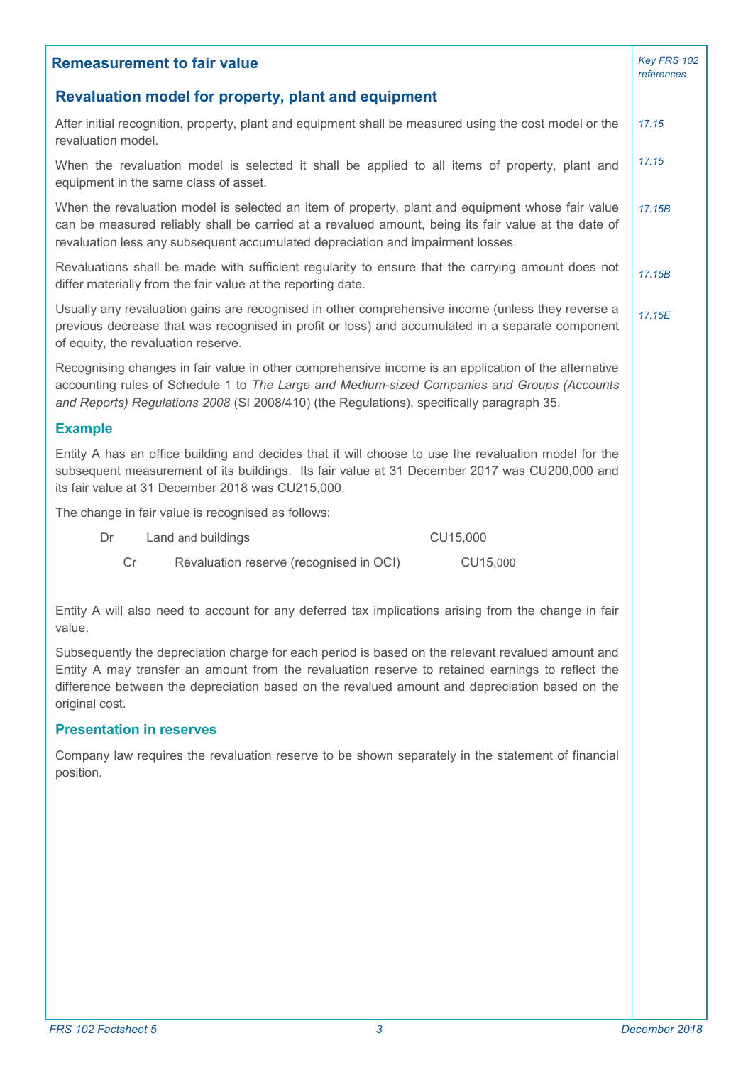## Remeasurement to fair value

*Key FRS 102 references*

### Revaluation model for property, plant and equipment

After initial recognition, property, plant and equipment shall be measured using the cost model or the revaluation model. *17.15*

When the revaluation model is selected it shall be applied to all items of property, plant and equipment in the same class of asset. *17.15*

When the revaluation model is selected an item of property, plant and equipment whose fair value can be measured reliably shall be carried at a revalued amount, being its fair value at the date of revaluation less any subsequent accumulated depreciation and impairment losses. *17.15B*

Revaluations shall be made with sufficient regularity to ensure that the carrying amount does not differ materially from the fair value at the reporting date. *17.15B*

Usually any revaluation gains are recognised in other comprehensive income (unless they reverse a previous decrease that was recognised in profit or loss) and accumulated in a separate component of equity, the revaluation reserve. *17.15E*

Recognising changes in fair value in other comprehensive income is an application of the alternative accounting rules of Schedule 1 to *The Large and Medium-sized Companies and Groups (Accounts and Reports) Regulations 2008* (SI 2008/410) (the Regulations), specifically paragraph 35.

#### Example

Entity A has an office building and decides that it will choose to use the revaluation model for the subsequent measurement of its buildings. Its fair value at 31 December 2017 was CU200,000 and its fair value at 31 December 2018 was CU215,000.

The change in fair value is recognised as follows:

| | | Dr | Cr |
|---|---|---|---|
| Dr | Land and buildings | CU15,000 | |
| Cr | Revaluation reserve (recognised in OCI) | | CU15,000 |

Entity A will also need to account for any deferred tax implications arising from the change in fair value.

Subsequently the depreciation charge for each period is based on the relevant revalued amount and Entity A may transfer an amount from the revaluation reserve to retained earnings to reflect the difference between the depreciation based on the revalued amount and depreciation based on the original cost.

#### Presentation in reserves

Company law requires the revaluation reserve to be shown separately in the statement of financial position.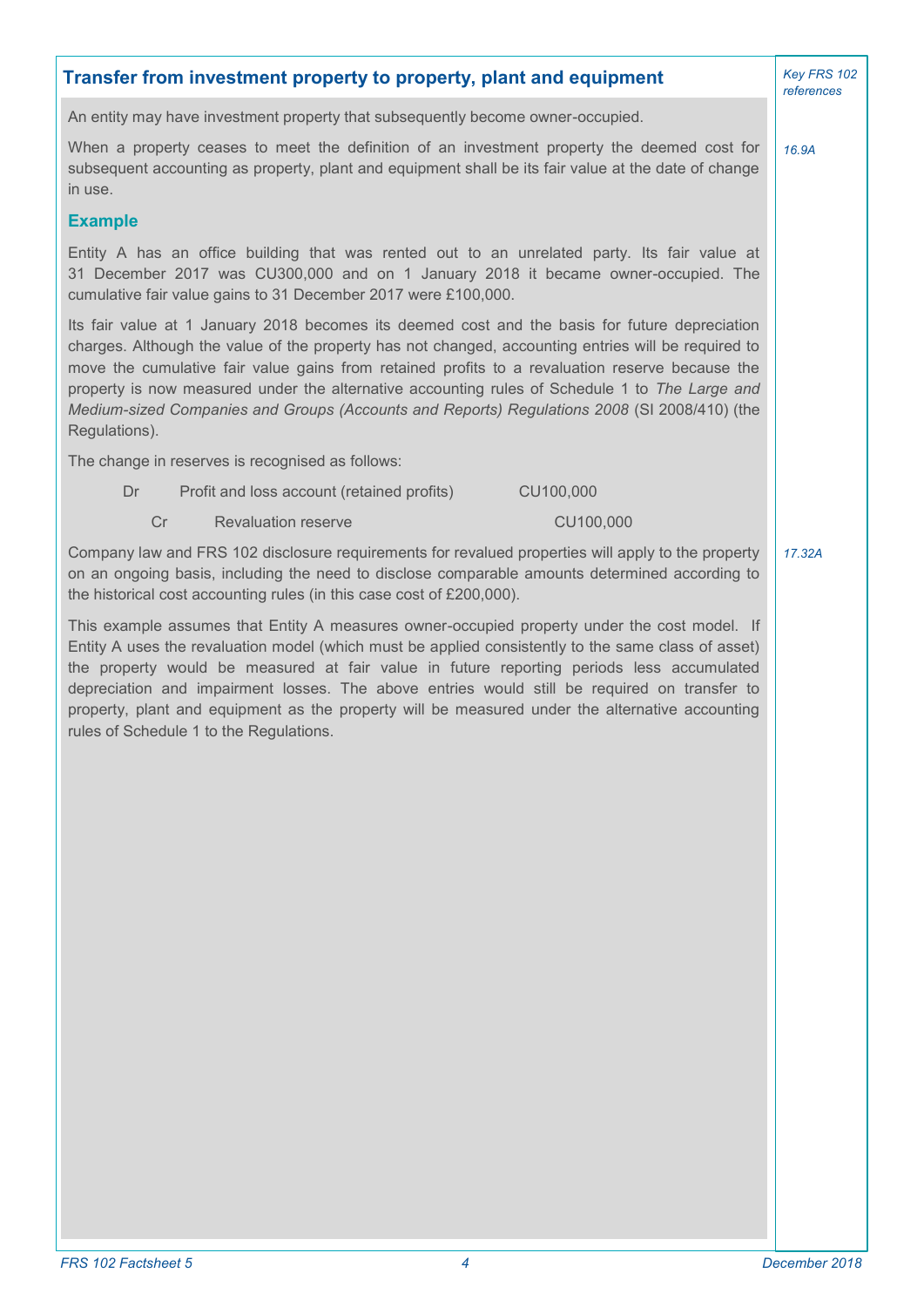## Transfer from investment property to property, plant and equipment

*Key FRS 102 references*

An entity may have investment property that subsequently become owner-occupied.

When a property ceases to meet the definition of an investment property the deemed cost for subsequent accounting as property, plant and equipment shall be its fair value at the date of change in use. *16.9A*

### Example

Entity A has an office building that was rented out to an unrelated party. Its fair value at 31 December 2017 was CU300,000 and on 1 January 2018 it became owner-occupied. The cumulative fair value gains to 31 December 2017 were £100,000.

Its fair value at 1 January 2018 becomes its deemed cost and the basis for future depreciation charges. Although the value of the property has not changed, accounting entries will be required to move the cumulative fair value gains from retained profits to a revaluation reserve because the property is now measured under the alternative accounting rules of Schedule 1 to *The Large and Medium-sized Companies and Groups (Accounts and Reports) Regulations 2008* (SI 2008/410) (the Regulations).

The change in reserves is recognised as follows:

| | | | |
|---|---|---|---|
| Dr | Profit and loss account (retained profits) | CU100,000 | |
| Cr | Revaluation reserve | | CU100,000 |

Company law and FRS 102 disclosure requirements for revalued properties will apply to the property on an ongoing basis, including the need to disclose comparable amounts determined according to the historical cost accounting rules (in this case cost of £200,000). *17.32A*

This example assumes that Entity A measures owner-occupied property under the cost model. If Entity A uses the revaluation model (which must be applied consistently to the same class of asset) the property would be measured at fair value in future reporting periods less accumulated depreciation and impairment losses. The above entries would still be required on transfer to property, plant and equipment as the property will be measured under the alternative accounting rules of Schedule 1 to the Regulations.